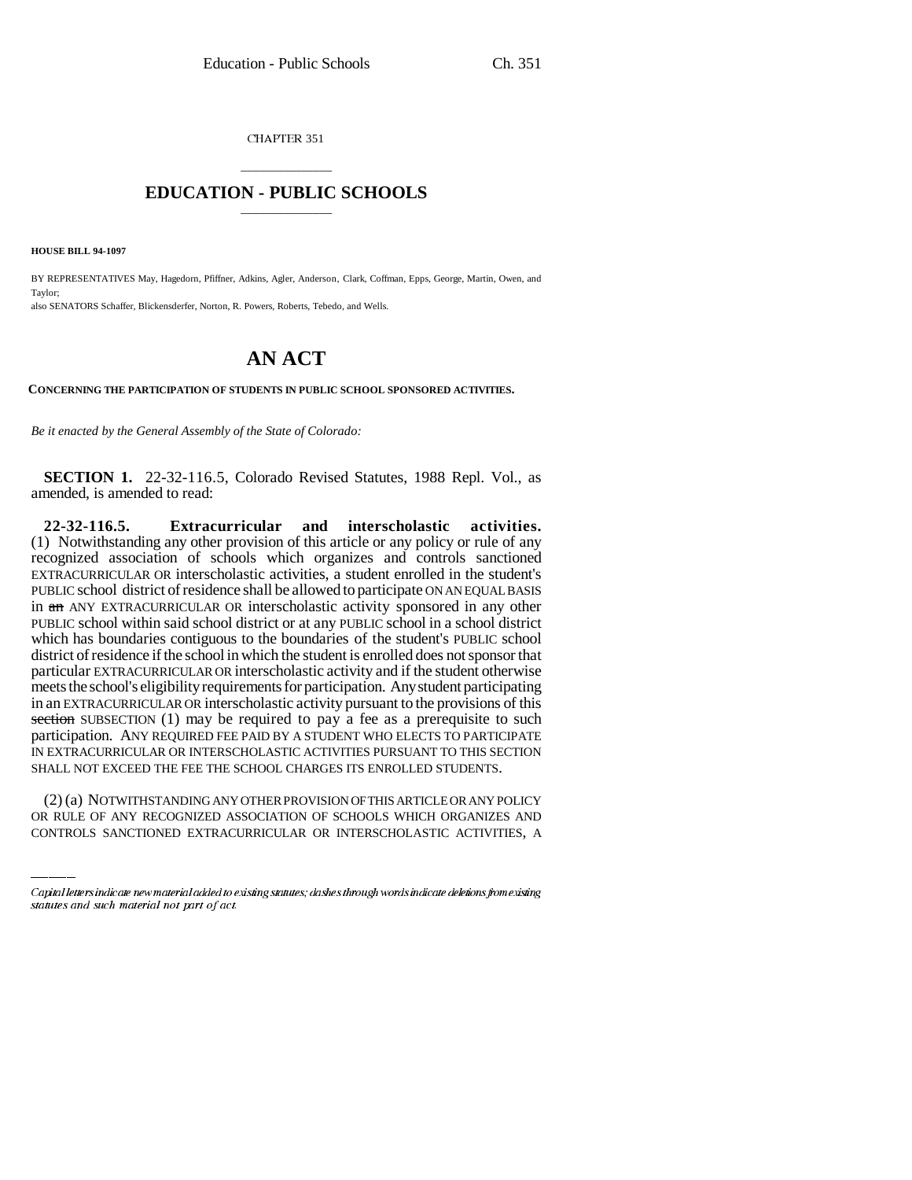CHAPTER 351

# EDUCATION - PUBLIC SCHOOLS

**HOUSE BILL 94-1097**

BY REPRESENTATIVES May, Hagedorn, Pfiffner, Adkins, Agler, Anderson, Clark, Coffman, Epps, George, Martin, Owen, and Taylor;
also SENATORS Schaffer, Blickensderfer, Norton, R. Powers, Roberts, Tebedo, and Wells.

# AN ACT

**CONCERNING THE PARTICIPATION OF STUDENTS IN PUBLIC SCHOOL SPONSORED ACTIVITIES.**

*Be it enacted by the General Assembly of the State of Colorado:*

**SECTION 1.** 22-32-116.5, Colorado Revised Statutes, 1988 Repl. Vol., as amended, is amended to read:

**22-32-116.5. Extracurricular and interscholastic activities.** (1) Notwithstanding any other provision of this article or any policy or rule of any recognized association of schools which organizes and controls sanctioned EXTRACURRICULAR OR interscholastic activities, a student enrolled in the student's PUBLIC school district of residence shall be allowed to participate ON AN EQUAL BASIS in ~~an~~ ANY EXTRACURRICULAR OR interscholastic activity sponsored in any other PUBLIC school within said school district or at any PUBLIC school in a school district which has boundaries contiguous to the boundaries of the student's PUBLIC school district of residence if the school in which the student is enrolled does not sponsor that particular EXTRACURRICULAR OR interscholastic activity and if the student otherwise meets the school's eligibility requirements for participation. Any student participating in an EXTRACURRICULAR OR interscholastic activity pursuant to the provisions of this ~~section~~ SUBSECTION (1) may be required to pay a fee as a prerequisite to such participation. ANY REQUIRED FEE PAID BY A STUDENT WHO ELECTS TO PARTICIPATE IN EXTRACURRICULAR OR INTERSCHOLASTIC ACTIVITIES PURSUANT TO THIS SECTION SHALL NOT EXCEED THE FEE THE SCHOOL CHARGES ITS ENROLLED STUDENTS.

(2) (a) NOTWITHSTANDING ANY OTHER PROVISION OF THIS ARTICLE OR ANY POLICY OR RULE OF ANY RECOGNIZED ASSOCIATION OF SCHOOLS WHICH ORGANIZES AND CONTROLS SANCTIONED EXTRACURRICULAR OR INTERSCHOLASTIC ACTIVITIES, A

*Capital letters indicate new material added to existing statutes; dashes through words indicate deletions from existing statutes and such material not part of act.*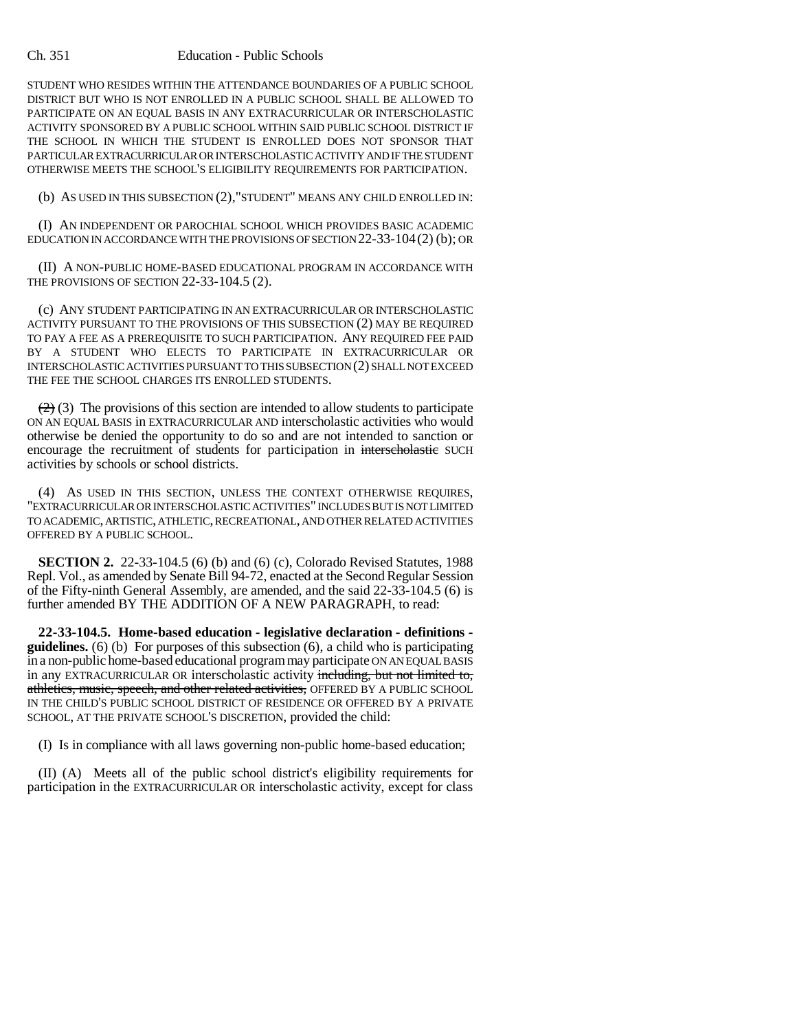STUDENT WHO RESIDES WITHIN THE ATTENDANCE BOUNDARIES OF A PUBLIC SCHOOL DISTRICT BUT WHO IS NOT ENROLLED IN A PUBLIC SCHOOL SHALL BE ALLOWED TO PARTICIPATE ON AN EQUAL BASIS IN ANY EXTRACURRICULAR OR INTERSCHOLASTIC ACTIVITY SPONSORED BY A PUBLIC SCHOOL WITHIN SAID PUBLIC SCHOOL DISTRICT IF THE SCHOOL IN WHICH THE STUDENT IS ENROLLED DOES NOT SPONSOR THAT PARTICULAR EXTRACURRICULAR OR INTERSCHOLASTIC ACTIVITY AND IF THE STUDENT OTHERWISE MEETS THE SCHOOL'S ELIGIBILITY REQUIREMENTS FOR PARTICIPATION.

(b) AS USED IN THIS SUBSECTION (2), "STUDENT" MEANS ANY CHILD ENROLLED IN:

(I) AN INDEPENDENT OR PAROCHIAL SCHOOL WHICH PROVIDES BASIC ACADEMIC EDUCATION IN ACCORDANCE WITH THE PROVISIONS OF SECTION 22-33-104 (2) (b); OR

(II) A NON-PUBLIC HOME-BASED EDUCATIONAL PROGRAM IN ACCORDANCE WITH THE PROVISIONS OF SECTION 22-33-104.5 (2).

(c) ANY STUDENT PARTICIPATING IN AN EXTRACURRICULAR OR INTERSCHOLASTIC ACTIVITY PURSUANT TO THE PROVISIONS OF THIS SUBSECTION (2) MAY BE REQUIRED TO PAY A FEE AS A PREREQUISITE TO SUCH PARTICIPATION. ANY REQUIRED FEE PAID BY A STUDENT WHO ELECTS TO PARTICIPATE IN EXTRACURRICULAR OR INTERSCHOLASTIC ACTIVITIES PURSUANT TO THIS SUBSECTION (2) SHALL NOT EXCEED THE FEE THE SCHOOL CHARGES ITS ENROLLED STUDENTS.

~~(2)~~ (3) The provisions of this section are intended to allow students to participate ON AN EQUAL BASIS in EXTRACURRICULAR AND interscholastic activities who would otherwise be denied the opportunity to do so and are not intended to sanction or encourage the recruitment of students for participation in ~~interscholastic~~ SUCH activities by schools or school districts.

(4) AS USED IN THIS SECTION, UNLESS THE CONTEXT OTHERWISE REQUIRES, "EXTRACURRICULAR OR INTERSCHOLASTIC ACTIVITIES" INCLUDES BUT IS NOT LIMITED TO ACADEMIC, ARTISTIC, ATHLETIC, RECREATIONAL, AND OTHER RELATED ACTIVITIES OFFERED BY A PUBLIC SCHOOL.

**SECTION 2.** 22-33-104.5 (6) (b) and (6) (c), Colorado Revised Statutes, 1988 Repl. Vol., as amended by Senate Bill 94-72, enacted at the Second Regular Session of the Fifty-ninth General Assembly, are amended, and the said 22-33-104.5 (6) is further amended BY THE ADDITION OF A NEW PARAGRAPH, to read:

**22-33-104.5. Home-based education - legislative declaration - definitions - guidelines.** (6) (b) For purposes of this subsection (6), a child who is participating in a non-public home-based educational program may participate ON AN EQUAL BASIS in any EXTRACURRICULAR OR interscholastic activity ~~including, but not limited to, athletics, music, speech, and other related activities,~~ OFFERED BY A PUBLIC SCHOOL IN THE CHILD'S PUBLIC SCHOOL DISTRICT OF RESIDENCE OR OFFERED BY A PRIVATE SCHOOL, AT THE PRIVATE SCHOOL'S DISCRETION, provided the child:

(I) Is in compliance with all laws governing non-public home-based education;

(II) (A) Meets all of the public school district's eligibility requirements for participation in the EXTRACURRICULAR OR interscholastic activity, except for class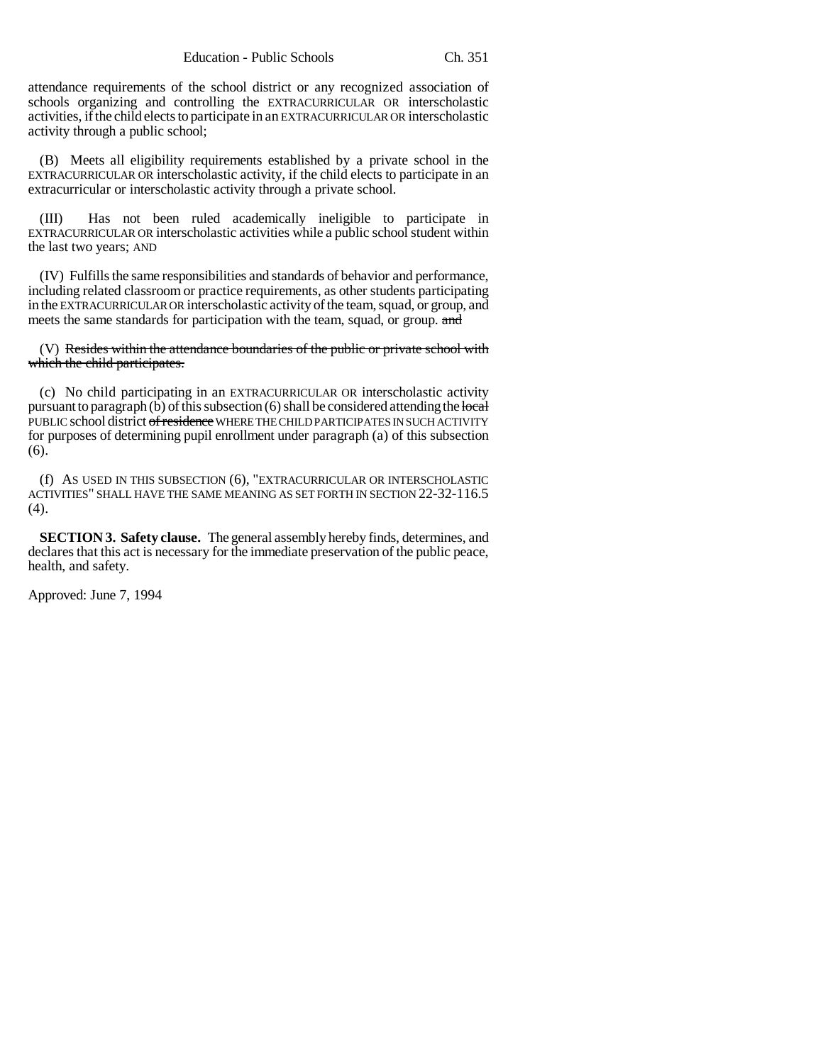attendance requirements of the school district or any recognized association of schools organizing and controlling the EXTRACURRICULAR OR interscholastic activities, if the child elects to participate in an EXTRACURRICULAR OR interscholastic activity through a public school;

(B) Meets all eligibility requirements established by a private school in the EXTRACURRICULAR OR interscholastic activity, if the child elects to participate in an extracurricular or interscholastic activity through a private school.

(III) Has not been ruled academically ineligible to participate in EXTRACURRICULAR OR interscholastic activities while a public school student within the last two years; AND

(IV) Fulfills the same responsibilities and standards of behavior and performance, including related classroom or practice requirements, as other students participating in the EXTRACURRICULAR OR interscholastic activity of the team, squad, or group, and meets the same standards for participation with the team, squad, or group. ~~and~~

(V) ~~Resides within the attendance boundaries of the public or private school with which the child participates.~~

(c) No child participating in an EXTRACURRICULAR OR interscholastic activity pursuant to paragraph (b) of this subsection (6) shall be considered attending the ~~local~~ PUBLIC school district ~~of residence~~ WHERE THE CHILD PARTICIPATES IN SUCH ACTIVITY for purposes of determining pupil enrollment under paragraph (a) of this subsection (6).

(f) AS USED IN THIS SUBSECTION (6), "EXTRACURRICULAR OR INTERSCHOLASTIC ACTIVITIES" SHALL HAVE THE SAME MEANING AS SET FORTH IN SECTION 22-32-116.5 (4).

**SECTION 3. Safety clause.** The general assembly hereby finds, determines, and declares that this act is necessary for the immediate preservation of the public peace, health, and safety.

Approved: June 7, 1994